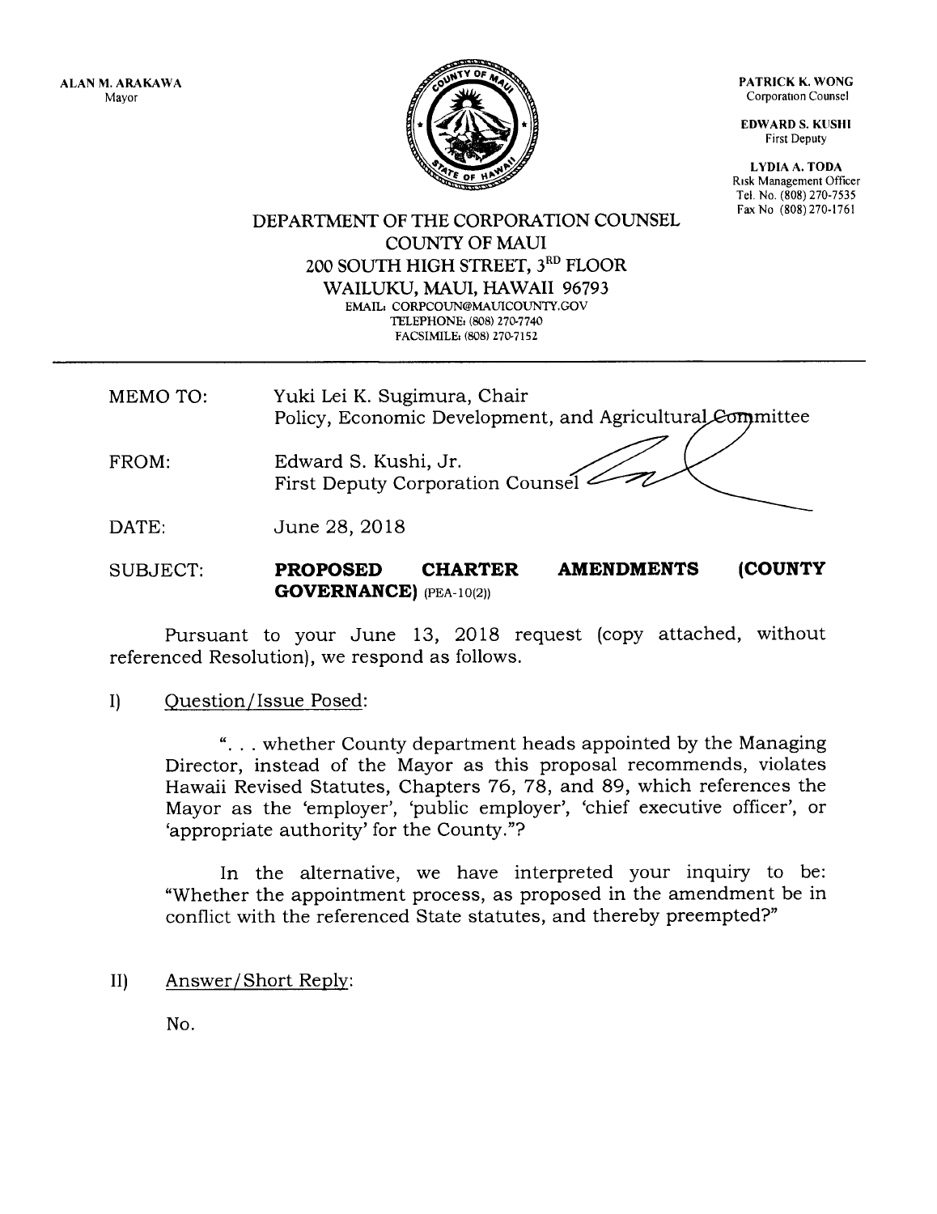ALAN M. ARAKAWA
Mayor

PATRICK K. WONG
Corporation Counsel

EDWARD S. KUSHI
First Deputy

LYDIA A. TODA
Risk Management Officer
Tel. No. (808) 270-7535
Fax No (808) 270-1761

# DEPARTMENT OF THE CORPORATION COUNSEL
## COUNTY OF MAUI
200 SOUTH HIGH STREET, 3RD FLOOR
WAILUKU, MAUI, HAWAII 96793
EMAIL: CORPCOUN@MAUICOUNTY.GOV
TELEPHONE: (808) 270-7740
FACSIMILE: (808) 270-7152

---

MEMO TO: Yuki Lei K. Sugimura, Chair
Policy, Economic Development, and Agricultural Committee

FROM: Edward S. Kushi, Jr.
First Deputy Corporation Counsel

DATE: June 28, 2018

SUBJECT: **PROPOSED CHARTER AMENDMENTS (COUNTY GOVERNANCE)** (PEA-10(2))

Pursuant to your June 13, 2018 request (copy attached, without referenced Resolution), we respond as follows.

I) Question/Issue Posed:

". . . whether County department heads appointed by the Managing Director, instead of the Mayor as this proposal recommends, violates Hawaii Revised Statutes, Chapters 76, 78, and 89, which references the Mayor as the 'employer', 'public employer', 'chief executive officer', or 'appropriate authority' for the County."?

In the alternative, we have interpreted your inquiry to be: "Whether the appointment process, as proposed in the amendment be in conflict with the referenced State statutes, and thereby preempted?"

II) Answer/Short Reply:

No.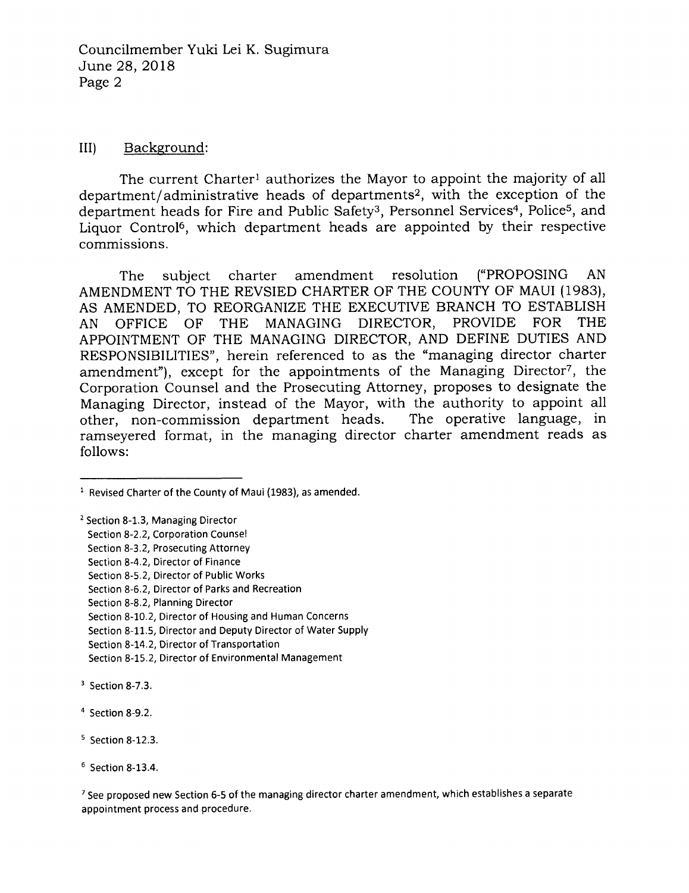## III) Background:

The current Charter[1] authorizes the Mayor to appoint the majority of all department/administrative heads of departments[2], with the exception of the department heads for Fire and Public Safety[3], Personnel Services[4], Police[5], and Liquor Control[6], which department heads are appointed by their respective commissions.

The subject charter amendment resolution ("PROPOSING AN AMENDMENT TO THE REVSIED CHARTER OF THE COUNTY OF MAUI (1983), AS AMENDED, TO REORGANIZE THE EXECUTIVE BRANCH TO ESTABLISH AN OFFICE OF THE MANAGING DIRECTOR, PROVIDE FOR THE APPOINTMENT OF THE MANAGING DIRECTOR, AND DEFINE DUTIES AND RESPONSIBILITIES", herein referenced to as the "managing director charter amendment"), except for the appointments of the Managing Director[7], the Corporation Counsel and the Prosecuting Attorney, proposes to designate the Managing Director, instead of the Mayor, with the authority to appoint all other, non-commission department heads. The operative language, in ramseyered format, in the managing director charter amendment reads as follows:

---

[1] Revised Charter of the County of Maui (1983), as amended.

[2] Section 8-1.3, Managing Director
Section 8-2.2, Corporation Counsel
Section 8-3.2, Prosecuting Attorney
Section 8-4.2, Director of Finance
Section 8-5.2, Director of Public Works
Section 8-6.2, Director of Parks and Recreation
Section 8-8.2, Planning Director
Section 8-10.2, Director of Housing and Human Concerns
Section 8-11.5, Director and Deputy Director of Water Supply
Section 8-14.2, Director of Transportation
Section 8-15.2, Director of Environmental Management

[3] Section 8-7.3.

[4] Section 8-9.2.

[5] Section 8-12.3.

[6] Section 8-13.4.

[7] See proposed new Section 6-5 of the managing director charter amendment, which establishes a separate appointment process and procedure.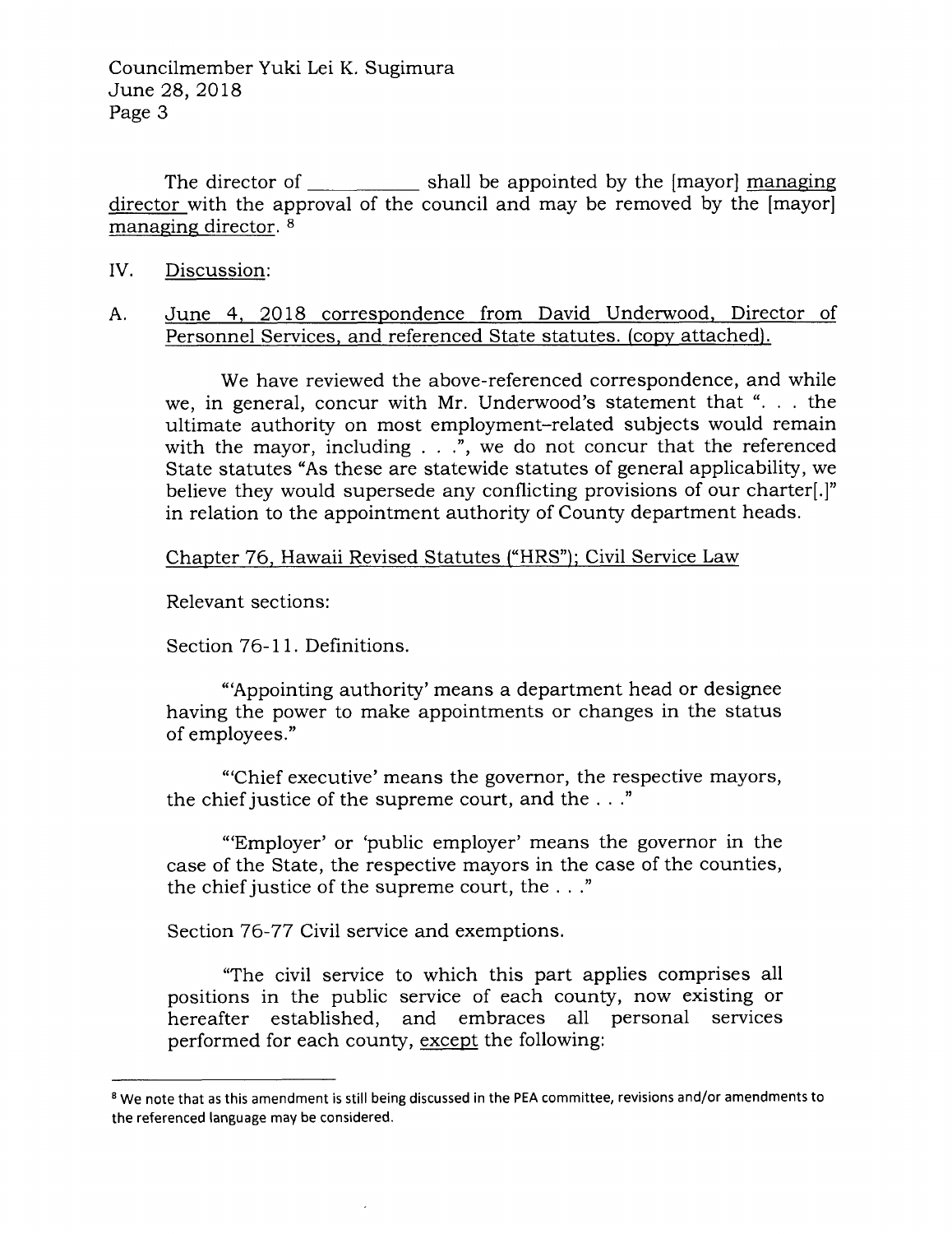The director of __________ shall be appointed by the [mayor] <u>managing director</u> with the approval of the council and may be removed by the [mayor] <u>managing director</u>. [8]

IV. <u>Discussion</u>:

A. <u>June 4, 2018 correspondence from David Underwood, Director of Personnel Services, and referenced State statutes. (copy attached).</u>

We have reviewed the above-referenced correspondence, and while we, in general, concur with Mr. Underwood's statement that ". . . the ultimate authority on most employment-related subjects would remain with the mayor, including . . .", we do not concur that the referenced State statutes "As these are statewide statutes of general applicability, we believe they would supersede any conflicting provisions of our charter[.]" in relation to the appointment authority of County department heads.

<u>Chapter 76, Hawaii Revised Statutes ("HRS"); Civil Service Law</u>

Relevant sections:

Section 76-11. Definitions.

"'Appointing authority' means a department head or designee having the power to make appointments or changes in the status of employees."

"'Chief executive' means the governor, the respective mayors, the chief justice of the supreme court, and the . . ."

"'Employer' or 'public employer' means the governor in the case of the State, the respective mayors in the case of the counties, the chief justice of the supreme court, the . . ."

Section 76-77 Civil service and exemptions.

"The civil service to which this part applies comprises all positions in the public service of each county, now existing or hereafter established, and embraces all personal services performed for each county, <u>except</u> the following:

---

[8] We note that as this amendment is still being discussed in the PEA committee, revisions and/or amendments to the referenced language may be considered.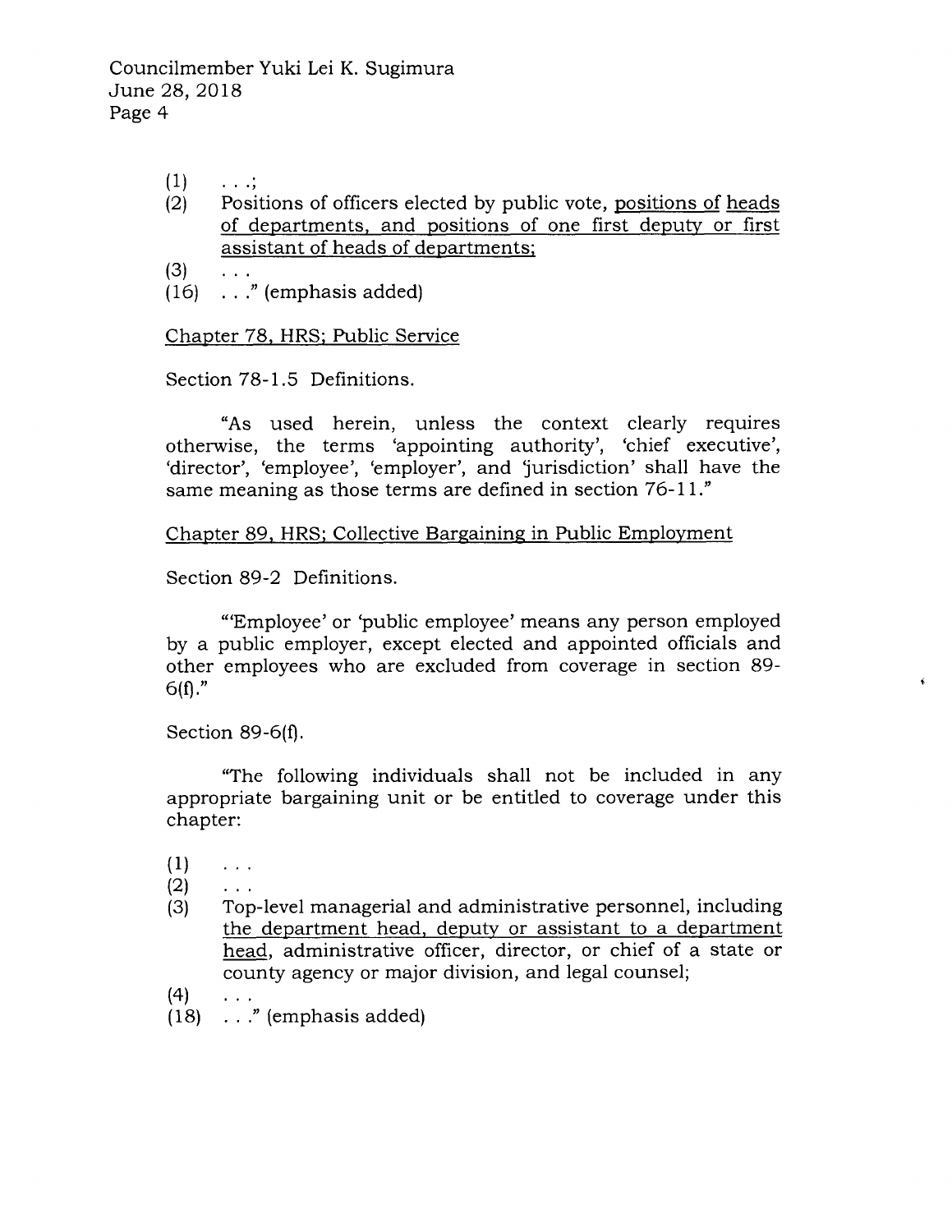(1) . . .;
(2) Positions of officers elected by public vote, <u>positions of heads of departments, and positions of one first deputy or first assistant of heads of departments;</u>
(3) . . .
(16) . . ." (emphasis added)

<u>Chapter 78, HRS; Public Service</u>

Section 78-1.5 Definitions.

"As used herein, unless the context clearly requires otherwise, the terms 'appointing authority', 'chief executive', 'director', 'employee', 'employer', and 'jurisdiction' shall have the same meaning as those terms are defined in section 76-11."

<u>Chapter 89, HRS; Collective Bargaining in Public Employment</u>

Section 89-2 Definitions.

"'Employee' or 'public employee' means any person employed by a public employer, except elected and appointed officials and other employees who are excluded from coverage in section 89-6(f)."

Section 89-6(f).

"The following individuals shall not be included in any appropriate bargaining unit or be entitled to coverage under this chapter:

(1) . . .
(2) . . .
(3) Top-level managerial and administrative personnel, including <u>the department head, deputy or assistant to a department head</u>, administrative officer, director, or chief of a state or county agency or major division, and legal counsel;
(4) . . .
(18) . . ." (emphasis added)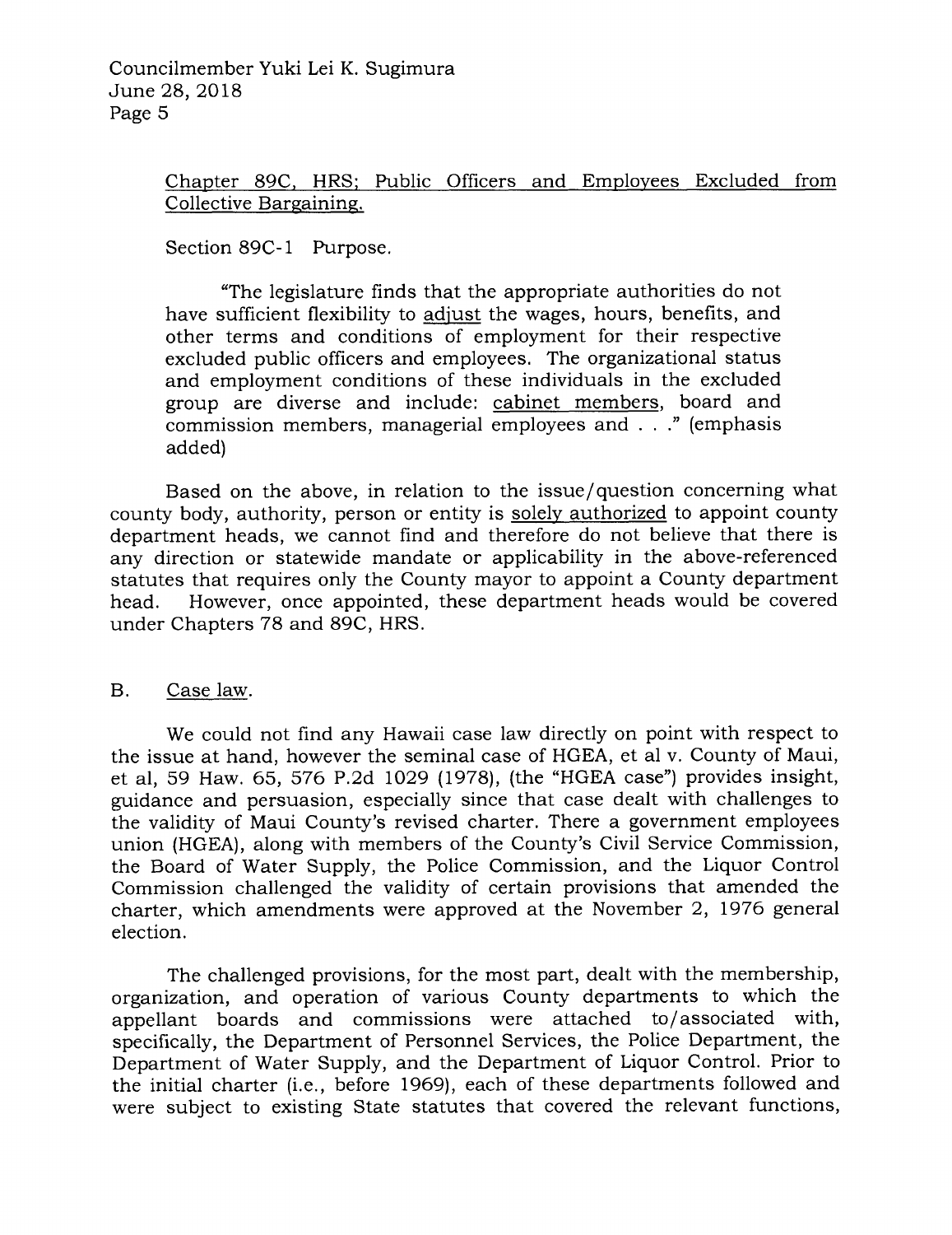Chapter 89C, HRS; Public Officers and Employees Excluded from Collective Bargaining.

Section 89C-1 Purpose.

"The legislature finds that the appropriate authorities do not have sufficient flexibility to adjust the wages, hours, benefits, and other terms and conditions of employment for their respective excluded public officers and employees. The organizational status and employment conditions of these individuals in the excluded group are diverse and include: cabinet members, board and commission members, managerial employees and . . ." (emphasis added)

Based on the above, in relation to the issue/question concerning what county body, authority, person or entity is solely authorized to appoint county department heads, we cannot find and therefore do not believe that there is any direction or statewide mandate or applicability in the above-referenced statutes that requires only the County mayor to appoint a County department head. However, once appointed, these department heads would be covered under Chapters 78 and 89C, HRS.

B. Case law.

We could not find any Hawaii case law directly on point with respect to the issue at hand, however the seminal case of HGEA, et al v. County of Maui, et al, 59 Haw. 65, 576 P.2d 1029 (1978), (the "HGEA case") provides insight, guidance and persuasion, especially since that case dealt with challenges to the validity of Maui County's revised charter. There a government employees union (HGEA), along with members of the County's Civil Service Commission, the Board of Water Supply, the Police Commission, and the Liquor Control Commission challenged the validity of certain provisions that amended the charter, which amendments were approved at the November 2, 1976 general election.

The challenged provisions, for the most part, dealt with the membership, organization, and operation of various County departments to which the appellant boards and commissions were attached to/associated with, specifically, the Department of Personnel Services, the Police Department, the Department of Water Supply, and the Department of Liquor Control. Prior to the initial charter (i.e., before 1969), each of these departments followed and were subject to existing State statutes that covered the relevant functions,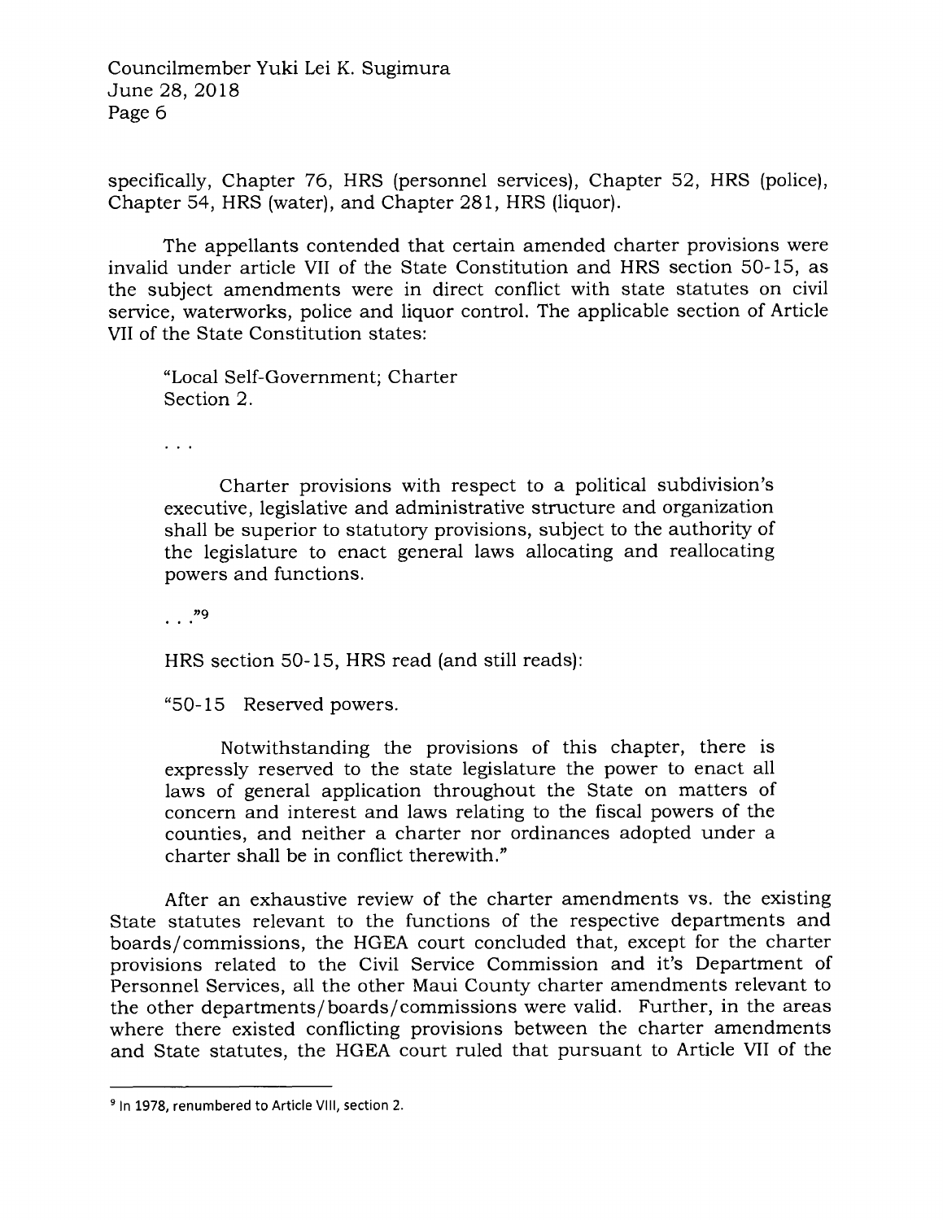specifically, Chapter 76, HRS (personnel services), Chapter 52, HRS (police), Chapter 54, HRS (water), and Chapter 281, HRS (liquor).

The appellants contended that certain amended charter provisions were invalid under article VII of the State Constitution and HRS section 50-15, as the subject amendments were in direct conflict with state statutes on civil service, waterworks, police and liquor control. The applicable section of Article VII of the State Constitution states:

> "Local Self-Government; Charter
> Section 2.
>
> . . .
>
> Charter provisions with respect to a political subdivision's executive, legislative and administrative structure and organization shall be superior to statutory provisions, subject to the authority of the legislature to enact general laws allocating and reallocating powers and functions.
>
> . . ."[9]

HRS section 50-15, HRS read (and still reads):

> "50-15 Reserved powers.
>
> Notwithstanding the provisions of this chapter, there is expressly reserved to the state legislature the power to enact all laws of general application throughout the State on matters of concern and interest and laws relating to the fiscal powers of the counties, and neither a charter nor ordinances adopted under a charter shall be in conflict therewith."

After an exhaustive review of the charter amendments vs. the existing State statutes relevant to the functions of the respective departments and boards/commissions, the HGEA court concluded that, except for the charter provisions related to the Civil Service Commission and it's Department of Personnel Services, all the other Maui County charter amendments relevant to the other departments/boards/commissions were valid. Further, in the areas where there existed conflicting provisions between the charter amendments and State statutes, the HGEA court ruled that pursuant to Article VII of the

---

[9] In 1978, renumbered to Article VIII, section 2.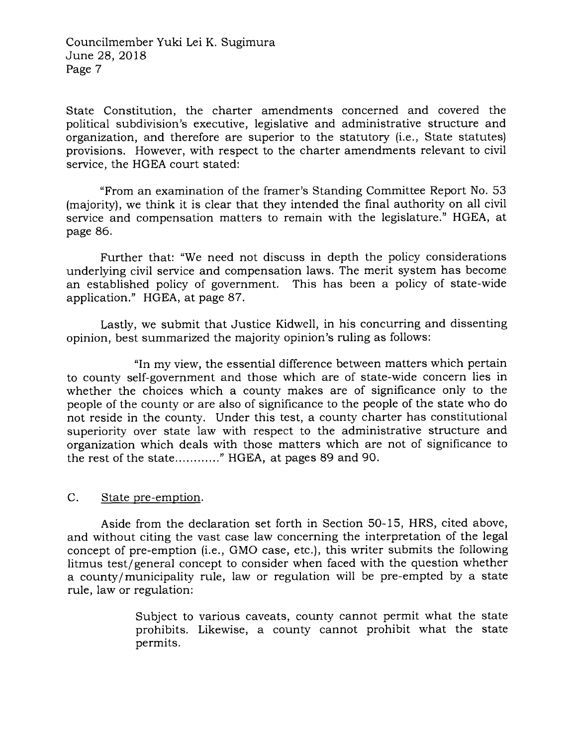State Constitution, the charter amendments concerned and covered the political subdivision's executive, legislative and administrative structure and organization, and therefore are superior to the statutory (i.e., State statutes) provisions. However, with respect to the charter amendments relevant to civil service, the HGEA court stated:

"From an examination of the framer's Standing Committee Report No. 53 (majority), we think it is clear that they intended the final authority on all civil service and compensation matters to remain with the legislature." HGEA, at page 86.

Further that: "We need not discuss in depth the policy considerations underlying civil service and compensation laws. The merit system has become an established policy of government. This has been a policy of state-wide application." HGEA, at page 87.

Lastly, we submit that Justice Kidwell, in his concurring and dissenting opinion, best summarized the majority opinion's ruling as follows:

> "In my view, the essential difference between matters which pertain to county self-government and those which are of state-wide concern lies in whether the choices which a county makes are of significance only to the people of the county or are also of significance to the people of the state who do not reside in the county. Under this test, a county charter has constitutional superiority over state law with respect to the administrative structure and organization which deals with those matters which are not of significance to the rest of the state..........." HGEA, at pages 89 and 90.

C. State pre-emption.

Aside from the declaration set forth in Section 50-15, HRS, cited above, and without citing the vast case law concerning the interpretation of the legal concept of pre-emption (i.e., GMO case, etc.), this writer submits the following litmus test/general concept to consider when faced with the question whether a county/municipality rule, law or regulation will be pre-empted by a state rule, law or regulation:

> Subject to various caveats, county cannot permit what the state prohibits. Likewise, a county cannot prohibit what the state permits.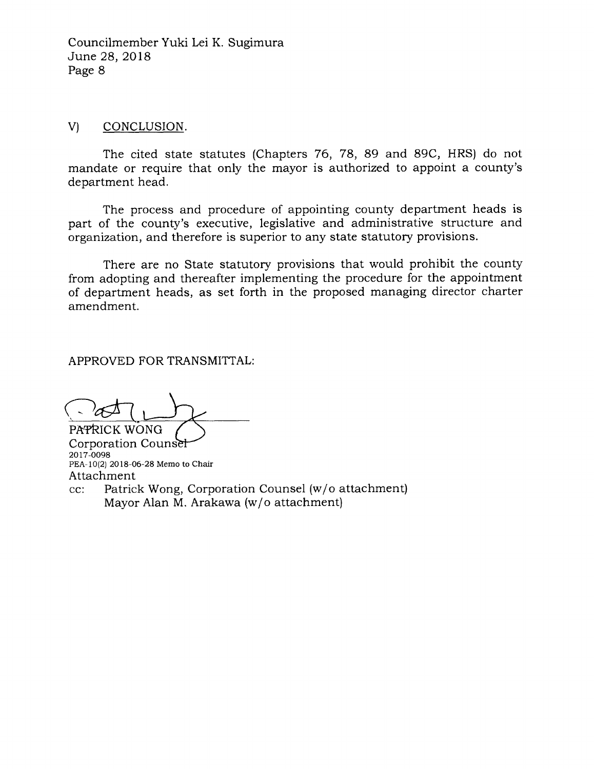## V) CONCLUSION.

The cited state statutes (Chapters 76, 78, 89 and 89C, HRS) do not mandate or require that only the mayor is authorized to appoint a county's department head.

The process and procedure of appointing county department heads is part of the county's executive, legislative and administrative structure and organization, and therefore is superior to any state statutory provisions.

There are no State statutory provisions that would prohibit the county from adopting and thereafter implementing the procedure for the appointment of department heads, as set forth in the proposed managing director charter amendment.

APPROVED FOR TRANSMITTAL:

PATRICK WONG
Corporation Counsel

2017-0098
PEA-10(2) 2018-06-28 Memo to Chair

Attachment

cc: Patrick Wong, Corporation Counsel (w/o attachment)
Mayor Alan M. Arakawa (w/o attachment)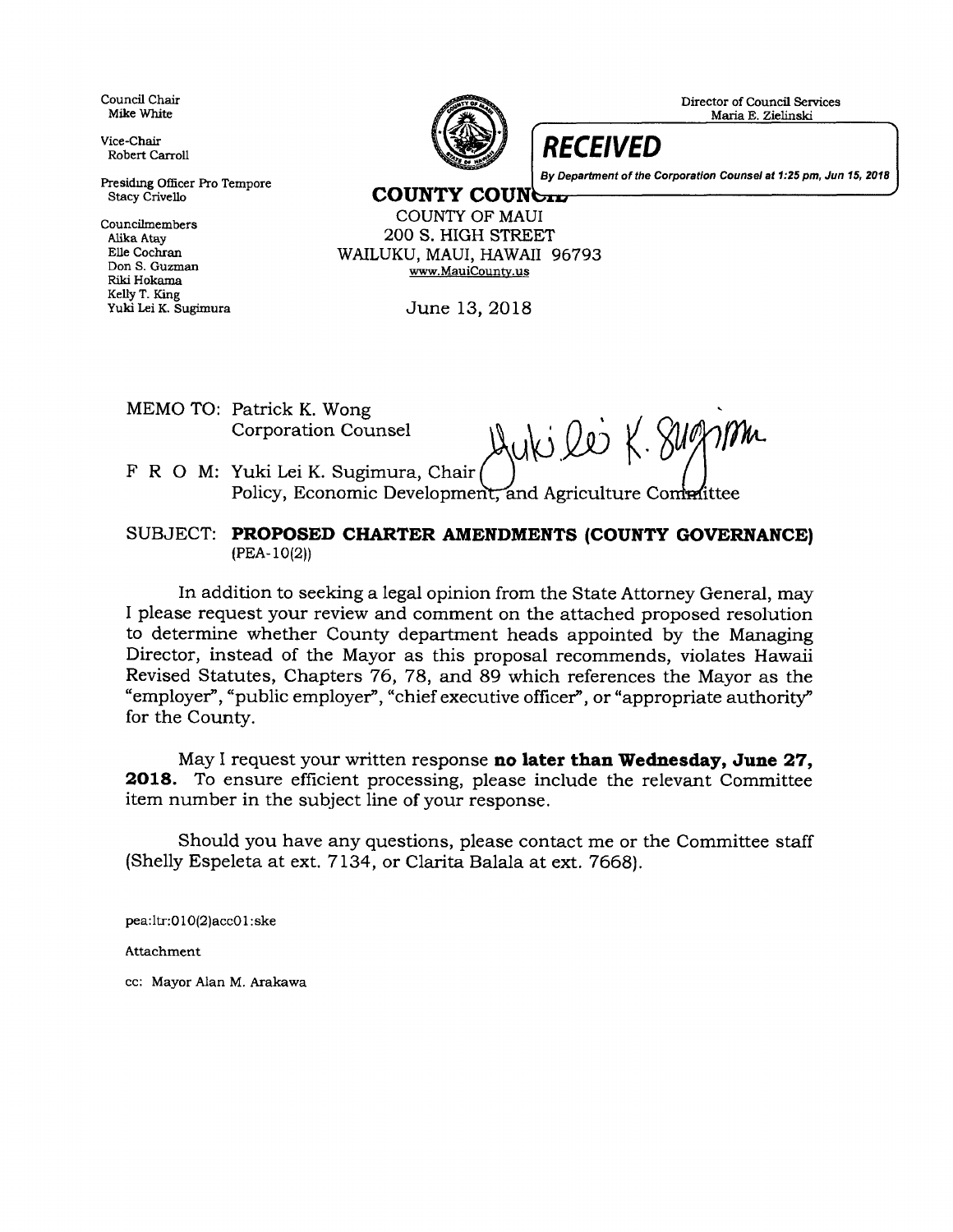Council Chair
Mike White

Vice-Chair
Robert Carroll

Presiding Officer Pro Tempore
Stacy Crivello

Councilmembers
Alika Atay
Elle Cochran
Don S. Guzman
Riki Hokama
Kelly T. King
Yuki Lei K. Sugimura

Director of Council Services
Maria E. Zielinski

**RECEIVED**

*By Department of the Corporation Counsel at 1:25 pm, Jun 15, 2018*

**COUNTY COUNCIL**
COUNTY OF MAUI
200 S. HIGH STREET
WAILUKU, MAUI, HAWAII 96793
www.MauiCounty.us

June 13, 2018

MEMO TO: Patrick K. Wong
Corporation Counsel

F R O M: Yuki Lei K. Sugimura, Chair
Policy, Economic Development, and Agriculture Committee

SUBJECT: **PROPOSED CHARTER AMENDMENTS (COUNTY GOVERNANCE)** (PEA-10(2))

In addition to seeking a legal opinion from the State Attorney General, may I please request your review and comment on the attached proposed resolution to determine whether County department heads appointed by the Managing Director, instead of the Mayor as this proposal recommends, violates Hawaii Revised Statutes, Chapters 76, 78, and 89 which references the Mayor as the "employer", "public employer", "chief executive officer", or "appropriate authority" for the County.

May I request your written response **no later than Wednesday, June 27, 2018.** To ensure efficient processing, please include the relevant Committee item number in the subject line of your response.

Should you have any questions, please contact me or the Committee staff (Shelly Espeleta at ext. 7134, or Clarita Balala at ext. 7668).

pea:ltr:010(2)acc01:ske

Attachment

cc: Mayor Alan M. Arakawa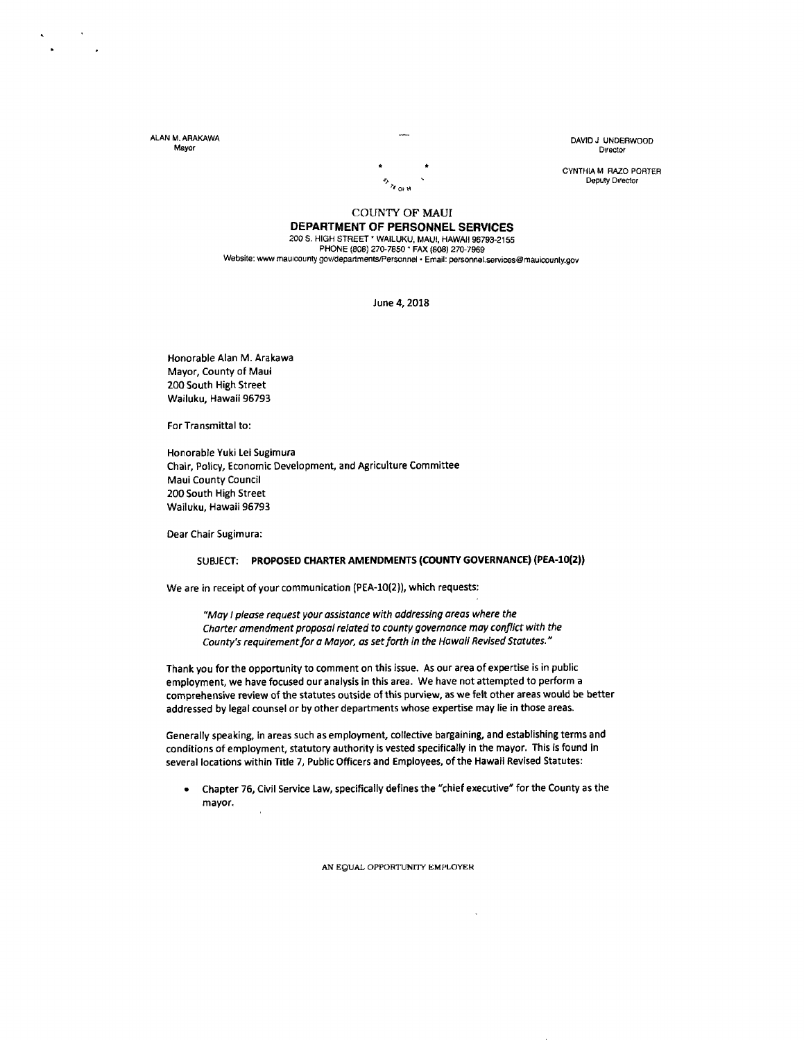ALAN M. ARAKAWA
Mayor

DAVID J. UNDERWOOD
Director

CYNTHIA M. RAZO PORTER
Deputy Director

# COUNTY OF MAUI
## DEPARTMENT OF PERSONNEL SERVICES

200 S. HIGH STREET * WAILUKU, MAUI, HAWAII 96793-2155
PHONE (808) 270-7850 * FAX (808) 270-7969
Website: www.mauicounty.gov/departments/Personnel • Email: personnel.services@mauicounty.gov

June 4, 2018

Honorable Alan M. Arakawa
Mayor, County of Maui
200 South High Street
Wailuku, Hawaii 96793

For Transmittal to:

Honorable Yuki Lei Sugimura
Chair, Policy, Economic Development, and Agriculture Committee
Maui County Council
200 South High Street
Wailuku, Hawaii 96793

Dear Chair Sugimura:

SUBJECT: **PROPOSED CHARTER AMENDMENTS (COUNTY GOVERNANCE) (PEA-10(2))**

We are in receipt of your communication (PEA-10(2)), which requests:

> *"May I please request your assistance with addressing areas where the Charter amendment proposal related to county governance may conflict with the County's requirement for a Mayor, as set forth in the Hawaii Revised Statutes."*

Thank you for the opportunity to comment on this issue. As our area of expertise is in public employment, we have focused our analysis in this area. We have not attempted to perform a comprehensive review of the statutes outside of this purview, as we felt other areas would be better addressed by legal counsel or by other departments whose expertise may lie in those areas.

Generally speaking, in areas such as employment, collective bargaining, and establishing terms and conditions of employment, statutory authority is vested specifically in the mayor. This is found in several locations within Title 7, Public Officers and Employees, of the Hawaii Revised Statutes:

- Chapter 76, Civil Service Law, specifically defines the "chief executive" for the County as the mayor.

AN EQUAL OPPORTUNITY EMPLOYER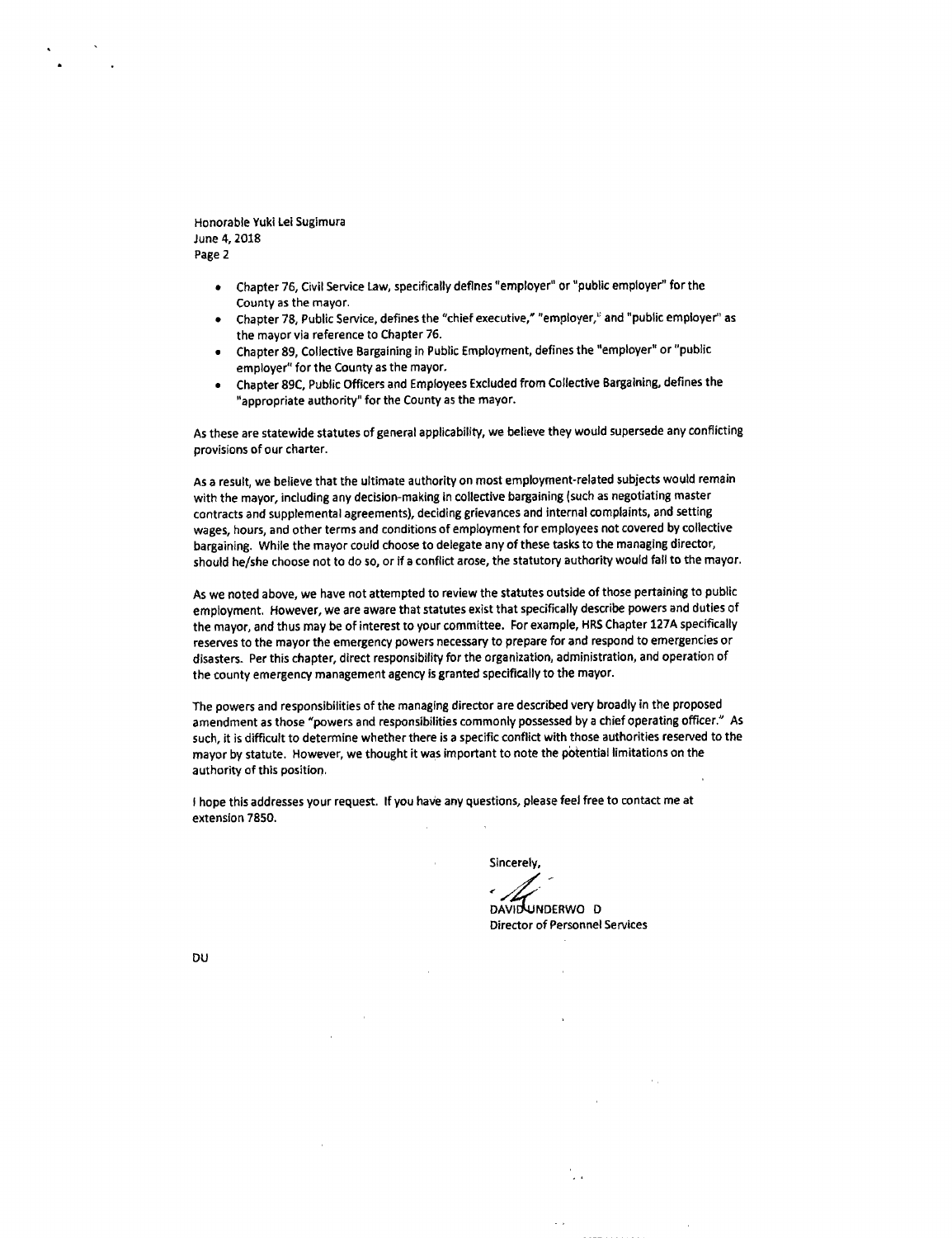Honorable Yuki Lei Sugimura
June 4, 2018
Page 2

- Chapter 76, Civil Service Law, specifically defines "employer" or "public employer" for the County as the mayor.
- Chapter 78, Public Service, defines the "chief executive," "employer," and "public employer" as the mayor via reference to Chapter 76.
- Chapter 89, Collective Bargaining in Public Employment, defines the "employer" or "public employer" for the County as the mayor.
- Chapter 89C, Public Officers and Employees Excluded from Collective Bargaining, defines the "appropriate authority" for the County as the mayor.

As these are statewide statutes of general applicability, we believe they would supersede any conflicting provisions of our charter.

As a result, we believe that the ultimate authority on most employment-related subjects would remain with the mayor, including any decision-making in collective bargaining (such as negotiating master contracts and supplemental agreements), deciding grievances and internal complaints, and setting wages, hours, and other terms and conditions of employment for employees not covered by collective bargaining. While the mayor could choose to delegate any of these tasks to the managing director, should he/she choose not to do so, or if a conflict arose, the statutory authority would fall to the mayor.

As we noted above, we have not attempted to review the statutes outside of those pertaining to public employment. However, we are aware that statutes exist that specifically describe powers and duties of the mayor, and thus may be of interest to your committee. For example, HRS Chapter 127A specifically reserves to the mayor the emergency powers necessary to prepare for and respond to emergencies or disasters. Per this chapter, direct responsibility for the organization, administration, and operation of the county emergency management agency is granted specifically to the mayor.

The powers and responsibilities of the managing director are described very broadly in the proposed amendment as those "powers and responsibilities commonly possessed by a chief operating officer." As such, it is difficult to determine whether there is a specific conflict with those authorities reserved to the mayor by statute. However, we thought it was important to note the potential limitations on the authority of this position.

I hope this addresses your request. If you have any questions, please feel free to contact me at extension 7850.

Sincerely,

DAVID UNDERWOOD
Director of Personnel Services

DU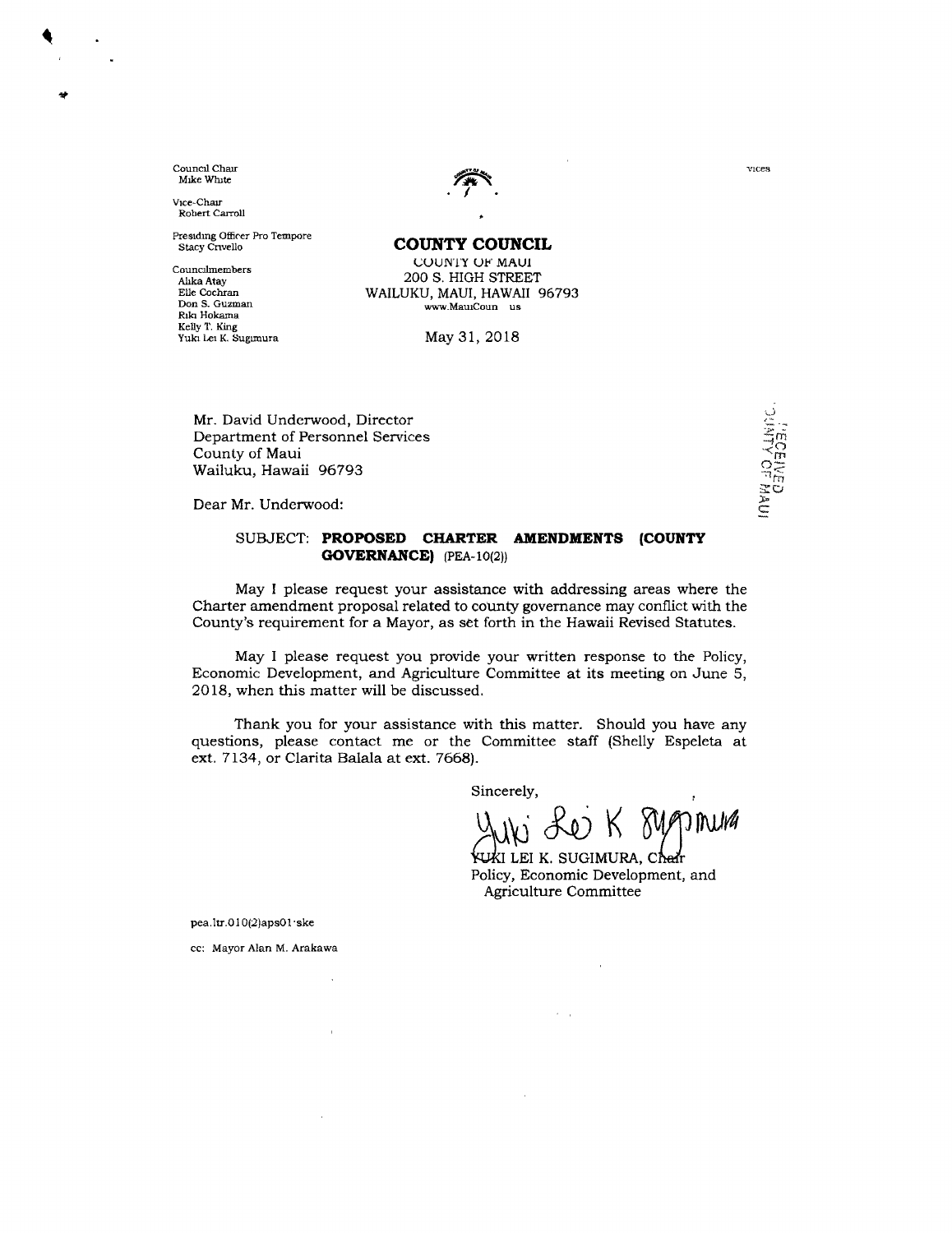Council Chair
Mike White

Vice-Chair
Robert Carroll

Presiding Officer Pro Tempore
Stacy Crivello

Councilmembers
Alika Atay
Elle Cochran
Don S. Guzman
Riki Hokama
Kelly T. King
Yuki Lei K. Sugimura

**COUNTY COUNCIL**

COUNTY OF MAUI
200 S. HIGH STREET
WAILUKU, MAUI, HAWAII 96793
www.MauiCoun us

May 31, 2018

Mr. David Underwood, Director
Department of Personnel Services
County of Maui
Wailuku, Hawaii 96793

Dear Mr. Underwood:

SUBJECT: **PROPOSED CHARTER AMENDMENTS (COUNTY GOVERNANCE)** (PEA-10(2))

May I please request your assistance with addressing areas where the Charter amendment proposal related to county governance may conflict with the County's requirement for a Mayor, as set forth in the Hawaii Revised Statutes.

May I please request you provide your written response to the Policy, Economic Development, and Agriculture Committee at its meeting on June 5, 2018, when this matter will be discussed.

Thank you for your assistance with this matter. Should you have any questions, please contact me or the Committee staff (Shelly Espeleta at ext. 7134, or Clarita Balala at ext. 7668).

Sincerely,

YUKI LEI K. SUGIMURA, Chair
Policy, Economic Development, and Agriculture Committee

pea:ltr:010(2)aps01:ske

cc: Mayor Alan M. Arakawa